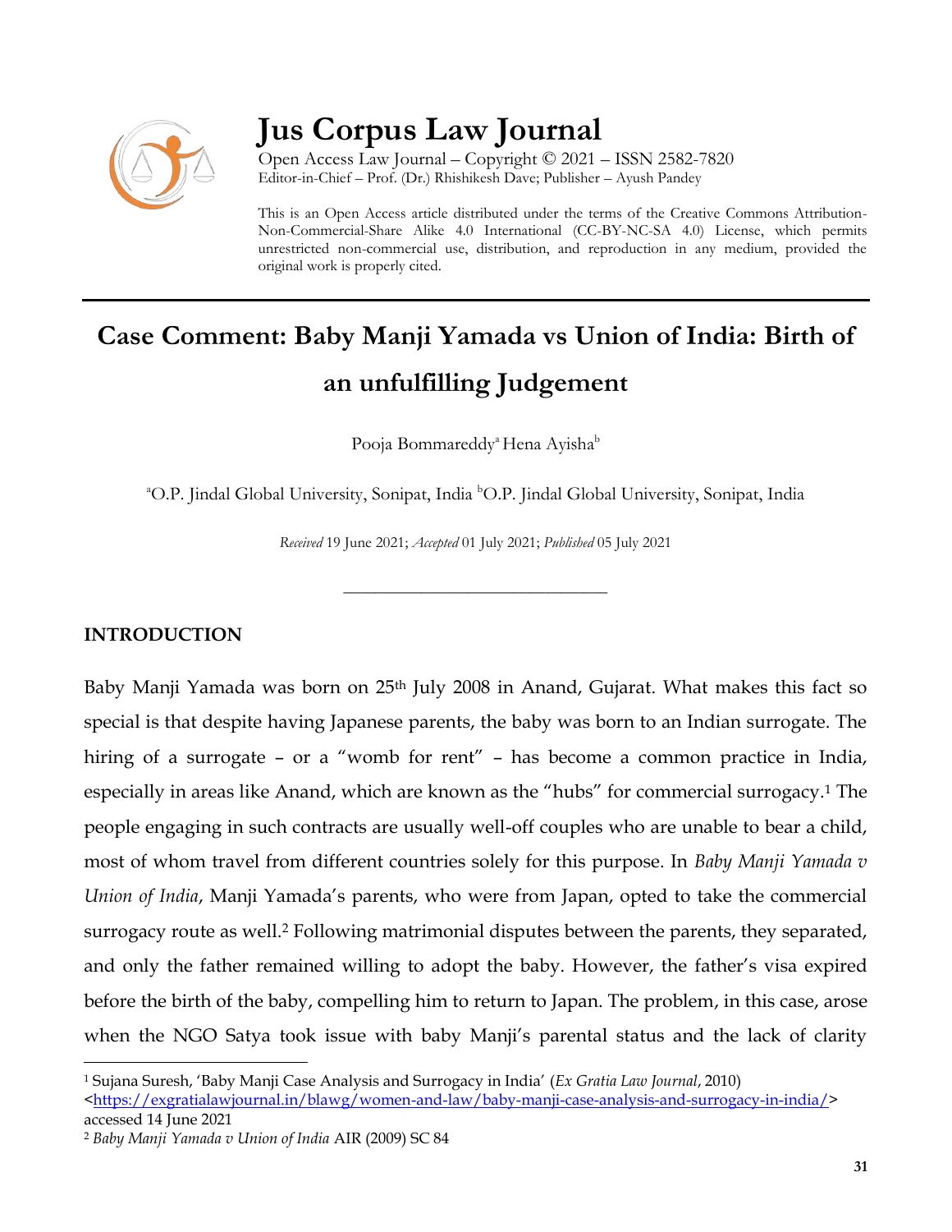# Jus Corpus Law Journal

Open Access Law Journal – Copyright © 2021 – ISSN 2582-7820
Editor-in-Chief – Prof. (Dr.) Rhishikesh Dave; Publisher – Ayush Pandey

This is an Open Access article distributed under the terms of the Creative Commons Attribution-Non-Commercial-Share Alike 4.0 International (CC-BY-NC-SA 4.0) License, which permits unrestricted non-commercial use, distribution, and reproduction in any medium, provided the original work is properly cited.

## Case Comment: Baby Manji Yamada vs Union of India: Birth of an unfulfilling Judgement

Pooja Bommareddy[a] Hena Ayisha[b]

[a]O.P. Jindal Global University, Sonipat, India [b]O.P. Jindal Global University, Sonipat, India

*Received* 19 June 2021; *Accepted* 01 July 2021; *Published* 05 July 2021

---

### INTRODUCTION

Baby Manji Yamada was born on 25th July 2008 in Anand, Gujarat. What makes this fact so special is that despite having Japanese parents, the baby was born to an Indian surrogate. The hiring of a surrogate – or a "womb for rent" – has become a common practice in India, especially in areas like Anand, which are known as the "hubs" for commercial surrogacy.[1] The people engaging in such contracts are usually well-off couples who are unable to bear a child, most of whom travel from different countries solely for this purpose. In *Baby Manji Yamada v Union of India*, Manji Yamada's parents, who were from Japan, opted to take the commercial surrogacy route as well.[2] Following matrimonial disputes between the parents, they separated, and only the father remained willing to adopt the baby. However, the father's visa expired before the birth of the baby, compelling him to return to Japan. The problem, in this case, arose when the NGO Satya took issue with baby Manji's parental status and the lack of clarity

---

[1] Sujana Suresh, 'Baby Manji Case Analysis and Surrogacy in India' (*Ex Gratia Law Journal*, 2010) <https://exgratialawjournal.in/blawg/women-and-law/baby-manji-case-analysis-and-surrogacy-in-india/> accessed 14 June 2021

[2] *Baby Manji Yamada v Union of India* AIR (2009) SC 84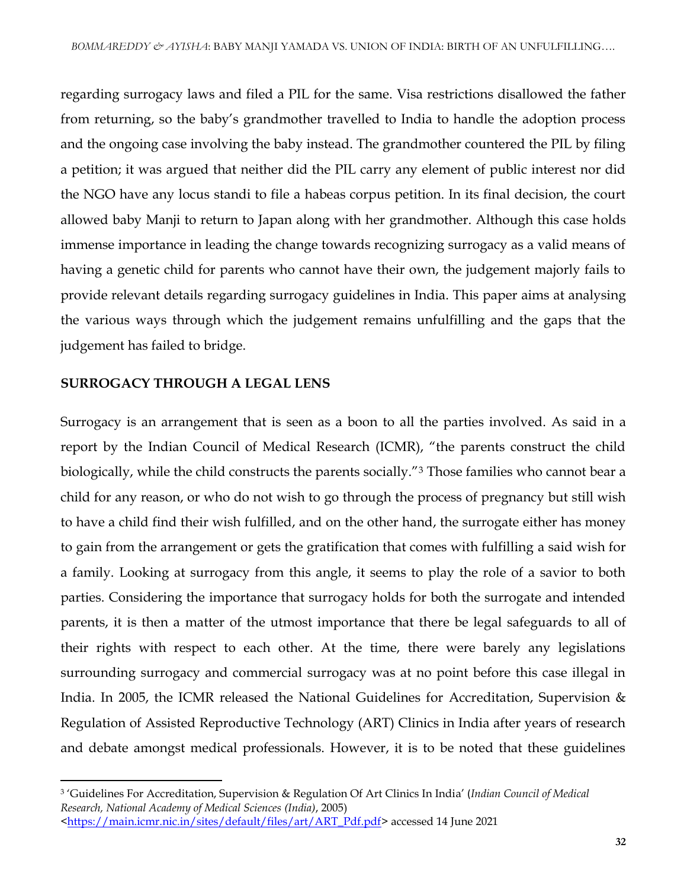regarding surrogacy laws and filed a PIL for the same. Visa restrictions disallowed the father from returning, so the baby's grandmother travelled to India to handle the adoption process and the ongoing case involving the baby instead. The grandmother countered the PIL by filing a petition; it was argued that neither did the PIL carry any element of public interest nor did the NGO have any locus standi to file a habeas corpus petition. In its final decision, the court allowed baby Manji to return to Japan along with her grandmother. Although this case holds immense importance in leading the change towards recognizing surrogacy as a valid means of having a genetic child for parents who cannot have their own, the judgement majorly fails to provide relevant details regarding surrogacy guidelines in India. This paper aims at analysing the various ways through which the judgement remains unfulfilling and the gaps that the judgement has failed to bridge.

## SURROGACY THROUGH A LEGAL LENS

Surrogacy is an arrangement that is seen as a boon to all the parties involved. As said in a report by the Indian Council of Medical Research (ICMR), "the parents construct the child biologically, while the child constructs the parents socially."[3] Those families who cannot bear a child for any reason, or who do not wish to go through the process of pregnancy but still wish to have a child find their wish fulfilled, and on the other hand, the surrogate either has money to gain from the arrangement or gets the gratification that comes with fulfilling a said wish for a family. Looking at surrogacy from this angle, it seems to play the role of a savior to both parties. Considering the importance that surrogacy holds for both the surrogate and intended parents, it is then a matter of the utmost importance that there be legal safeguards to all of their rights with respect to each other. At the time, there were barely any legislations surrounding surrogacy and commercial surrogacy was at no point before this case illegal in India. In 2005, the ICMR released the National Guidelines for Accreditation, Supervision & Regulation of Assisted Reproductive Technology (ART) Clinics in India after years of research and debate amongst medical professionals. However, it is to be noted that these guidelines

---

[3] 'Guidelines For Accreditation, Supervision & Regulation Of Art Clinics In India' (*Indian Council of Medical Research, National Academy of Medical Sciences (India)*, 2005) <https://main.icmr.nic.in/sites/default/files/art/ART_Pdf.pdf> accessed 14 June 2021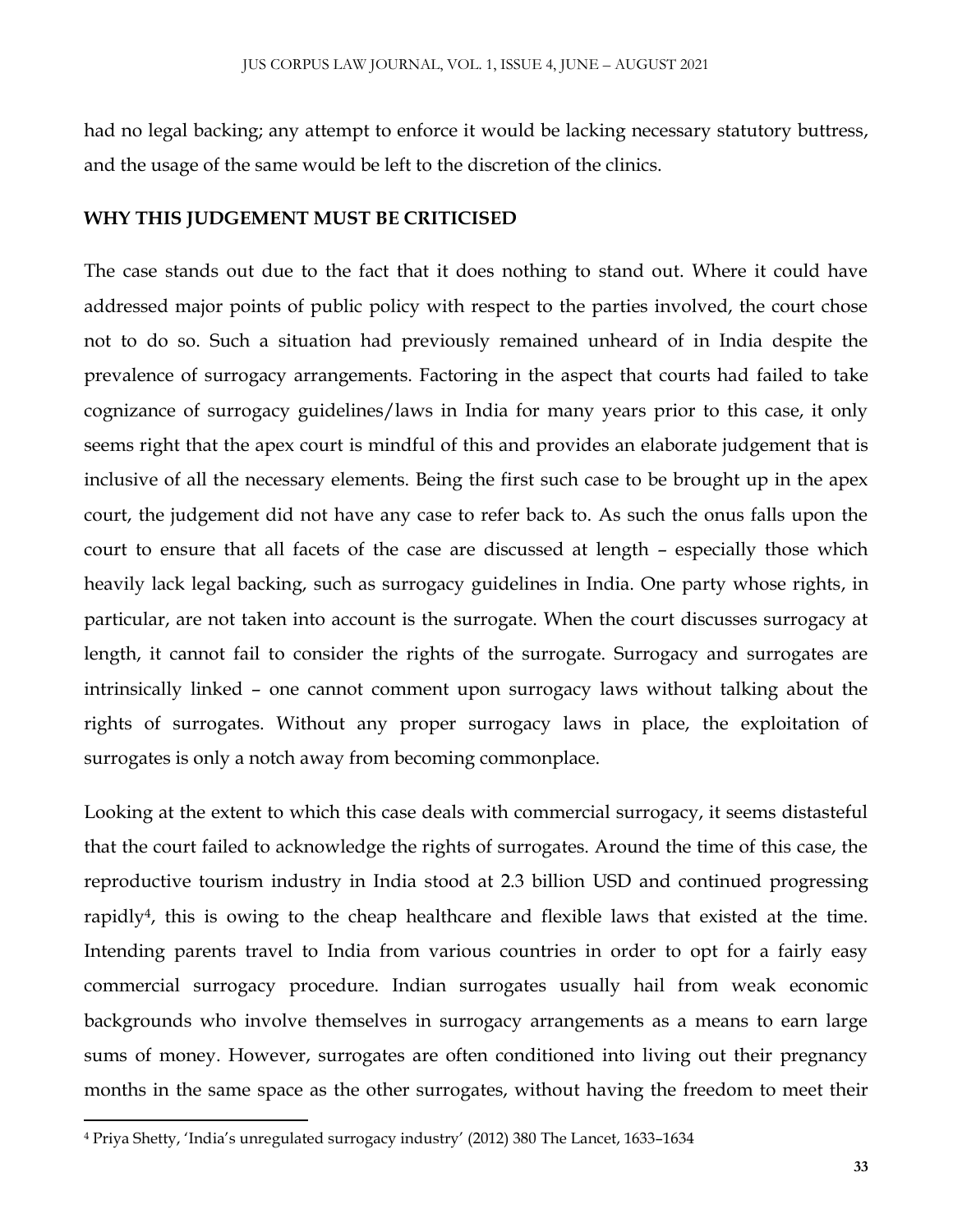had no legal backing; any attempt to enforce it would be lacking necessary statutory buttress, and the usage of the same would be left to the discretion of the clinics.

**WHY THIS JUDGEMENT MUST BE CRITICISED**

The case stands out due to the fact that it does nothing to stand out. Where it could have addressed major points of public policy with respect to the parties involved, the court chose not to do so. Such a situation had previously remained unheard of in India despite the prevalence of surrogacy arrangements. Factoring in the aspect that courts had failed to take cognizance of surrogacy guidelines/laws in India for many years prior to this case, it only seems right that the apex court is mindful of this and provides an elaborate judgement that is inclusive of all the necessary elements. Being the first such case to be brought up in the apex court, the judgement did not have any case to refer back to. As such the onus falls upon the court to ensure that all facets of the case are discussed at length – especially those which heavily lack legal backing, such as surrogacy guidelines in India. One party whose rights, in particular, are not taken into account is the surrogate. When the court discusses surrogacy at length, it cannot fail to consider the rights of the surrogate. Surrogacy and surrogates are intrinsically linked – one cannot comment upon surrogacy laws without talking about the rights of surrogates. Without any proper surrogacy laws in place, the exploitation of surrogates is only a notch away from becoming commonplace.

Looking at the extent to which this case deals with commercial surrogacy, it seems distasteful that the court failed to acknowledge the rights of surrogates. Around the time of this case, the reproductive tourism industry in India stood at 2.3 billion USD and continued progressing rapidly[4], this is owing to the cheap healthcare and flexible laws that existed at the time. Intending parents travel to India from various countries in order to opt for a fairly easy commercial surrogacy procedure. Indian surrogates usually hail from weak economic backgrounds who involve themselves in surrogacy arrangements as a means to earn large sums of money. However, surrogates are often conditioned into living out their pregnancy months in the same space as the other surrogates, without having the freedom to meet their

[4] Priya Shetty, 'India's unregulated surrogacy industry' (2012) 380 The Lancet, 1633–1634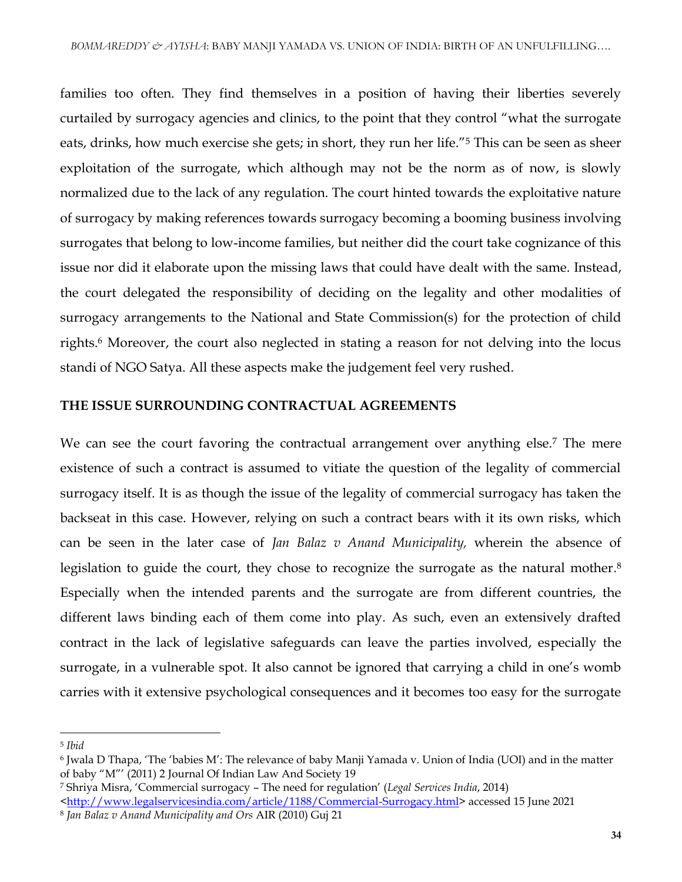families too often. They find themselves in a position of having their liberties severely curtailed by surrogacy agencies and clinics, to the point that they control "what the surrogate eats, drinks, how much exercise she gets; in short, they run her life."[5] This can be seen as sheer exploitation of the surrogate, which although may not be the norm as of now, is slowly normalized due to the lack of any regulation. The court hinted towards the exploitative nature of surrogacy by making references towards surrogacy becoming a booming business involving surrogates that belong to low-income families, but neither did the court take cognizance of this issue nor did it elaborate upon the missing laws that could have dealt with the same. Instead, the court delegated the responsibility of deciding on the legality and other modalities of surrogacy arrangements to the National and State Commission(s) for the protection of child rights.[6] Moreover, the court also neglected in stating a reason for not delving into the locus standi of NGO Satya. All these aspects make the judgement feel very rushed.

## THE ISSUE SURROUNDING CONTRACTUAL AGREEMENTS

We can see the court favoring the contractual arrangement over anything else.[7] The mere existence of such a contract is assumed to vitiate the question of the legality of commercial surrogacy itself. It is as though the issue of the legality of commercial surrogacy has taken the backseat in this case. However, relying on such a contract bears with it its own risks, which can be seen in the later case of *Jan Balaz v Anand Municipality,* wherein the absence of legislation to guide the court, they chose to recognize the surrogate as the natural mother.[8] Especially when the intended parents and the surrogate are from different countries, the different laws binding each of them come into play. As such, even an extensively drafted contract in the lack of legislative safeguards can leave the parties involved, especially the surrogate, in a vulnerable spot. It also cannot be ignored that carrying a child in one's womb carries with it extensive psychological consequences and it becomes too easy for the surrogate

---

[5] *Ibid*

[6] Jwala D Thapa, 'The 'babies M': The relevance of baby Manji Yamada v. Union of India (UOI) and in the matter of baby "M"' (2011) 2 Journal Of Indian Law And Society 19

[7] Shriya Misra, 'Commercial surrogacy – The need for regulation' (*Legal Services India*, 2014) <http://www.legalservicesindia.com/article/1188/Commercial-Surrogacy.html> accessed 15 June 2021

[8] *Jan Balaz v Anand Municipality and Ors* AIR (2010) Guj 21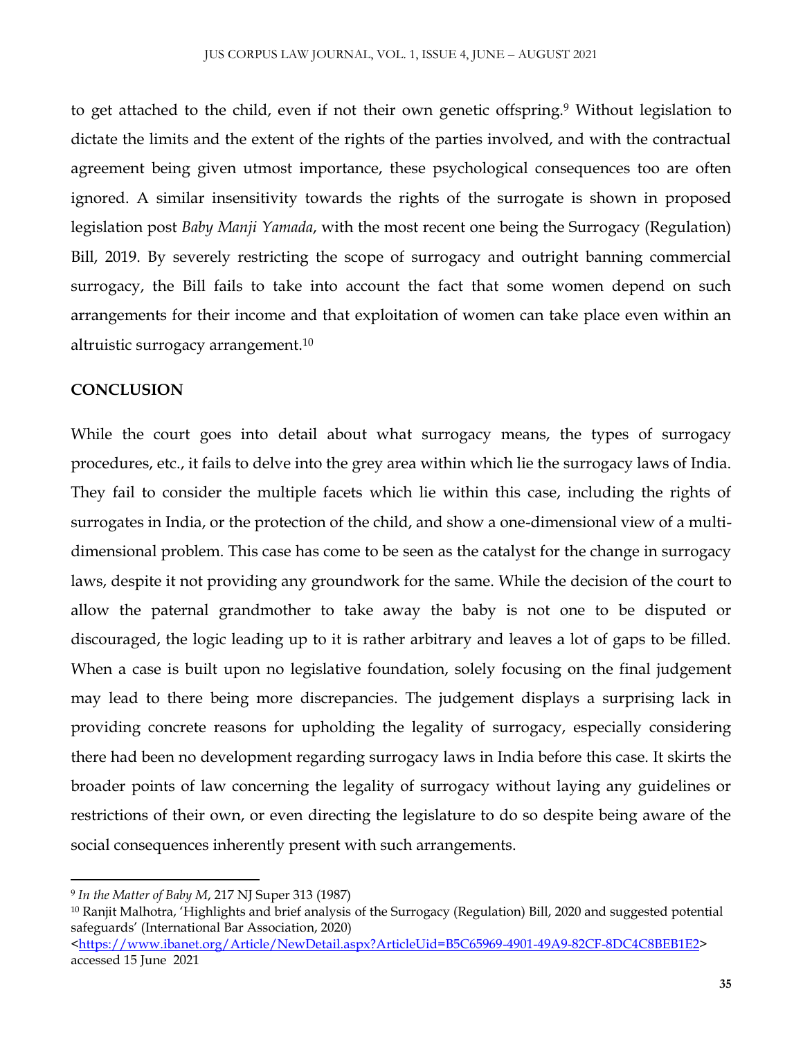to get attached to the child, even if not their own genetic offspring.[9] Without legislation to dictate the limits and the extent of the rights of the parties involved, and with the contractual agreement being given utmost importance, these psychological consequences too are often ignored. A similar insensitivity towards the rights of the surrogate is shown in proposed legislation post *Baby Manji Yamada*, with the most recent one being the Surrogacy (Regulation) Bill, 2019. By severely restricting the scope of surrogacy and outright banning commercial surrogacy, the Bill fails to take into account the fact that some women depend on such arrangements for their income and that exploitation of women can take place even within an altruistic surrogacy arrangement.[10]

**CONCLUSION**

While the court goes into detail about what surrogacy means, the types of surrogacy procedures, etc., it fails to delve into the grey area within which lie the surrogacy laws of India. They fail to consider the multiple facets which lie within this case, including the rights of surrogates in India, or the protection of the child, and show a one-dimensional view of a multi-dimensional problem. This case has come to be seen as the catalyst for the change in surrogacy laws, despite it not providing any groundwork for the same. While the decision of the court to allow the paternal grandmother to take away the baby is not one to be disputed or discouraged, the logic leading up to it is rather arbitrary and leaves a lot of gaps to be filled. When a case is built upon no legislative foundation, solely focusing on the final judgement may lead to there being more discrepancies. The judgement displays a surprising lack in providing concrete reasons for upholding the legality of surrogacy, especially considering there had been no development regarding surrogacy laws in India before this case. It skirts the broader points of law concerning the legality of surrogacy without laying any guidelines or restrictions of their own, or even directing the legislature to do so despite being aware of the social consequences inherently present with such arrangements.

---

[9] *In the Matter of Baby M*, 217 NJ Super 313 (1987)

[10] Ranjit Malhotra, 'Highlights and brief analysis of the Surrogacy (Regulation) Bill, 2020 and suggested potential safeguards' (International Bar Association, 2020) <https://www.ibanet.org/Article/NewDetail.aspx?ArticleUid=B5C65969-4901-49A9-82CF-8DC4C8BEB1E2> accessed 15 June 2021